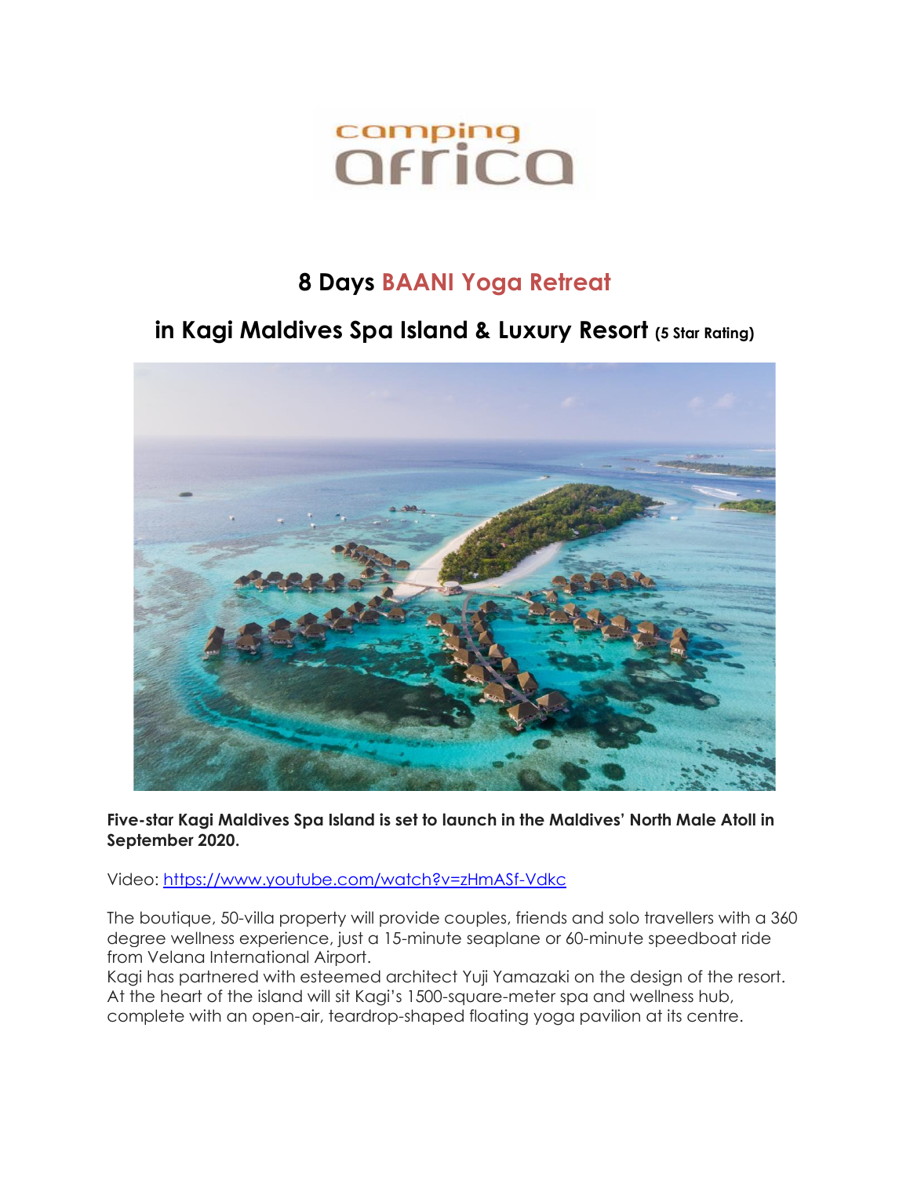camping africa

# 8 Days BAANI Yoga Retreat

## in Kagi Maldives Spa Island & Luxury Resort (5 Star Rating)

**Five-star Kagi Maldives Spa Island is set to launch in the Maldives' North Male Atoll in September 2020.**

Video: https://www.youtube.com/watch?v=zHmASf-Vdkc

The boutique, 50-villa property will provide couples, friends and solo travellers with a 360 degree wellness experience, just a 15-minute seaplane or 60-minute speedboat ride from Velana International Airport.
Kagi has partnered with esteemed architect Yuji Yamazaki on the design of the resort. At the heart of the island will sit Kagi's 1500-square-meter spa and wellness hub, complete with an open-air, teardrop-shaped floating yoga pavilion at its centre.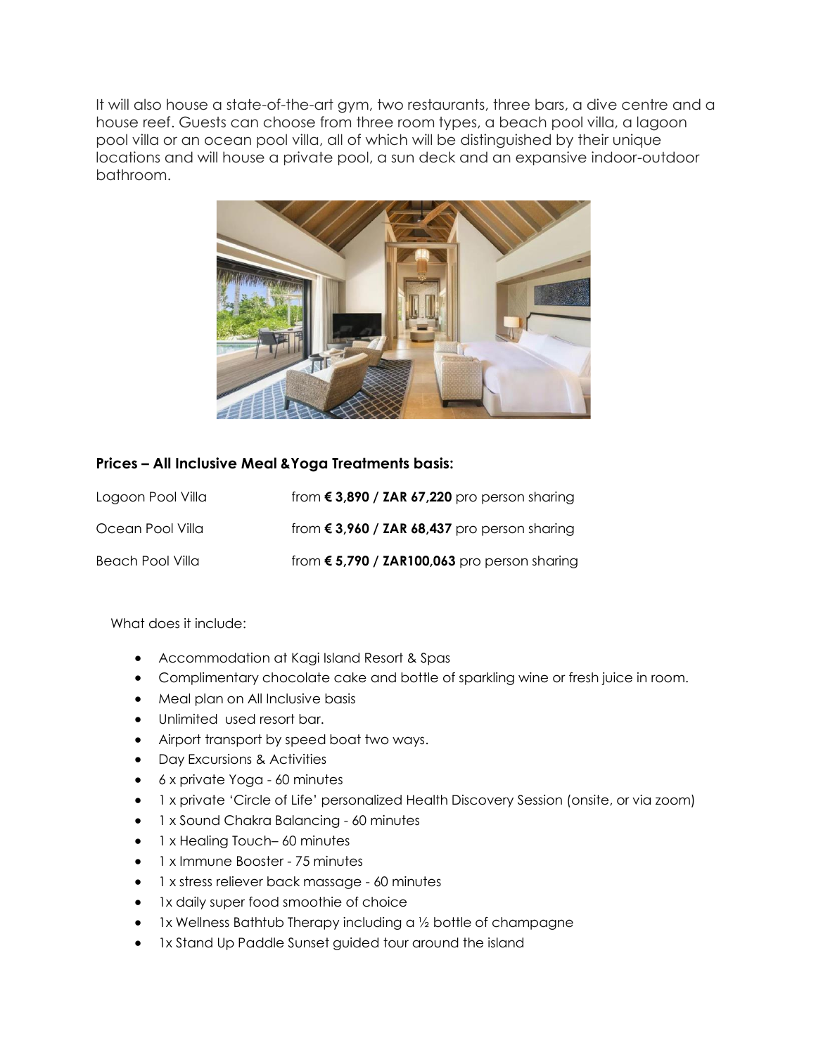It will also house a state-of-the-art gym, two restaurants, three bars, a dive centre and a house reef. Guests can choose from three room types, a beach pool villa, a lagoon pool villa or an ocean pool villa, all of which will be distinguished by their unique locations and will house a private pool, a sun deck and an expansive indoor-outdoor bathroom.

**Prices – All Inclusive Meal &Yoga Treatments basis:**

| | |
|---|---|
| Logoon Pool Villa | from **€ 3,890 / ZAR 67,220** pro person sharing |
| Ocean Pool Villa | from **€ 3,960 / ZAR 68,437** pro person sharing |
| Beach Pool Villa | from **€ 5,790 / ZAR100,063** pro person sharing |

What does it include:

- Accommodation at Kagi Island Resort & Spas
- Complimentary chocolate cake and bottle of sparkling wine or fresh juice in room.
- Meal plan on All Inclusive basis
- Unlimited used resort bar.
- Airport transport by speed boat two ways.
- Day Excursions & Activities
- 6 x private Yoga - 60 minutes
- 1 x private 'Circle of Life' personalized Health Discovery Session (onsite, or via zoom)
- 1 x Sound Chakra Balancing - 60 minutes
- 1 x Healing Touch– 60 minutes
- 1 x Immune Booster - 75 minutes
- 1 x stress reliever back massage - 60 minutes
- 1x daily super food smoothie of choice
- 1x Wellness Bathtub Therapy including a ½ bottle of champagne
- 1x Stand Up Paddle Sunset guided tour around the island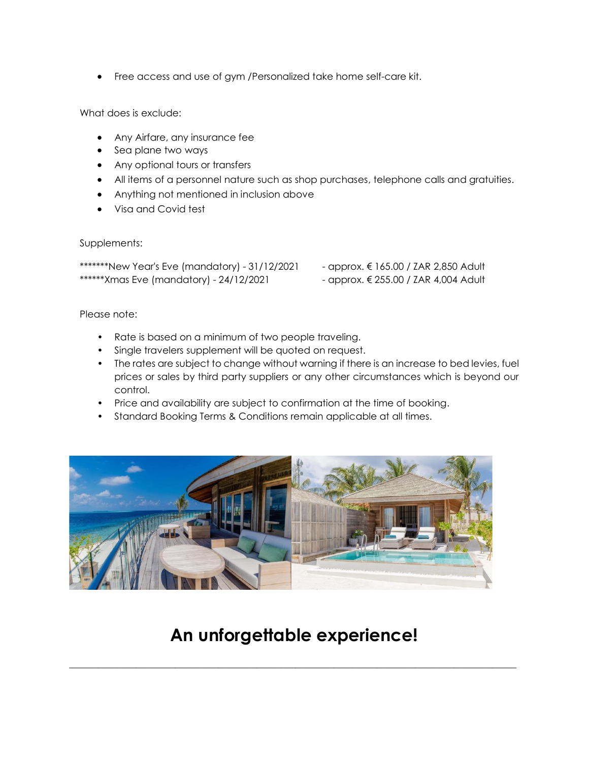- Free access and use of gym /Personalized take home self-care kit.

What does is exclude:

- Any Airfare, any insurance fee
- Sea plane two ways
- Any optional tours or transfers
- All items of a personnel nature such as shop purchases, telephone calls and gratuities.
- Anything not mentioned in inclusion above
- Visa and Covid test

Supplements:

*******New Year's Eve (mandatory) - 31/12/2021 - approx. € 165.00 / ZAR 2,850 Adult
******Xmas Eve (mandatory) - 24/12/2021 - approx. € 255.00 / ZAR 4,004 Adult

Please note:

- Rate is based on a minimum of two people traveling.
- Single travelers supplement will be quoted on request.
- The rates are subject to change without warning if there is an increase to bed levies, fuel prices or sales by third party suppliers or any other circumstances which is beyond our control.
- Price and availability are subject to confirmation at the time of booking.
- Standard Booking Terms & Conditions remain applicable at all times.

## An unforgettable experience!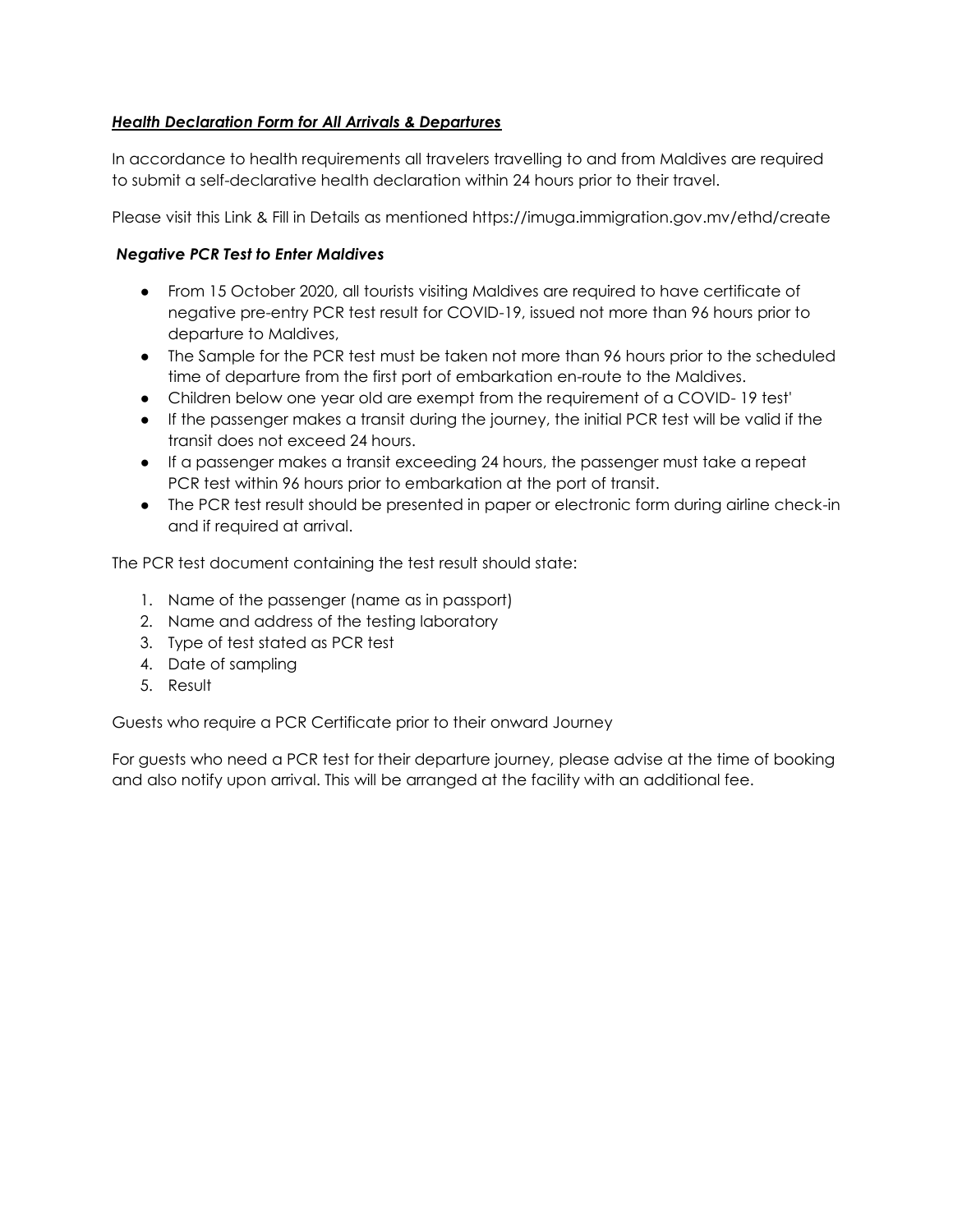***<u>Health Declaration Form for All Arrivals & Departures</u>***

In accordance to health requirements all travelers travelling to and from Maldives are required to submit a self-declarative health declaration within 24 hours prior to their travel.

Please visit this Link & Fill in Details as mentioned https://imuga.immigration.gov.mv/ethd/create

***Negative PCR Test to Enter Maldives***

- From 15 October 2020, all tourists visiting Maldives are required to have certificate of negative pre-entry PCR test result for COVID-19, issued not more than 96 hours prior to departure to Maldives,
- The Sample for the PCR test must be taken not more than 96 hours prior to the scheduled time of departure from the first port of embarkation en-route to the Maldives.
- Children below one year old are exempt from the requirement of a COVID- 19 test'
- If the passenger makes a transit during the journey, the initial PCR test will be valid if the transit does not exceed 24 hours.
- If a passenger makes a transit exceeding 24 hours, the passenger must take a repeat PCR test within 96 hours prior to embarkation at the port of transit.
- The PCR test result should be presented in paper or electronic form during airline check-in and if required at arrival.

The PCR test document containing the test result should state:

1. Name of the passenger (name as in passport)
2. Name and address of the testing laboratory
3. Type of test stated as PCR test
4. Date of sampling
5. Result

Guests who require a PCR Certificate prior to their onward Journey

For guests who need a PCR test for their departure journey, please advise at the time of booking and also notify upon arrival. This will be arranged at the facility with an additional fee.